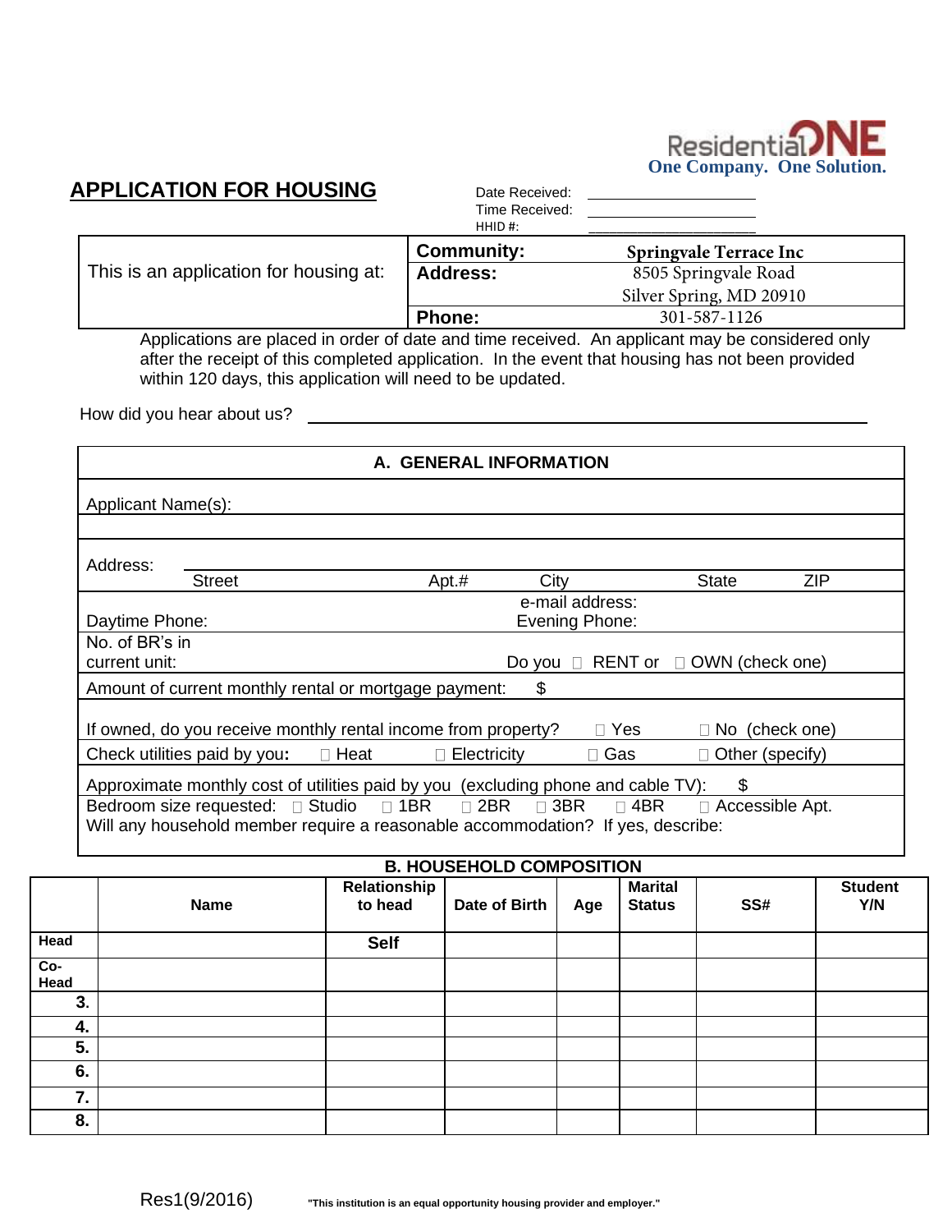ResidentialONE
One Company. One Solution.

# APPLICATION FOR HOUSING

Date Received: ______________
Time Received: ______________
HHID #: ______________

| This is an application for housing at: | | |
|---|---|---|
| | **Community:** | Springvale Terrace Inc |
| | **Address:** | 8505 Springvale Road<br>Silver Spring, MD 20910 |
| | **Phone:** | 301-587-1126 |

Applications are placed in order of date and time received. An applicant may be considered only after the receipt of this completed application. In the event that housing has not been provided within 120 days, this application will need to be updated.

How did you hear about us? ______________________________

## A. GENERAL INFORMATION

Applicant Name(s):

Address:
Street &nbsp;&nbsp; Apt.# &nbsp;&nbsp; City &nbsp;&nbsp; State &nbsp;&nbsp; ZIP

Daytime Phone: &nbsp;&nbsp; e-mail address: &nbsp;&nbsp; Evening Phone:

No. of BR's in current unit: &nbsp;&nbsp; Do you ☐ RENT or ☐ OWN (check one)

Amount of current monthly rental or mortgage payment: $

If owned, do you receive monthly rental income from property? ☐ Yes ☐ No (check one)

Check utilities paid by you**:** ☐ Heat ☐ Electricity ☐ Gas ☐ Other (specify)

Approximate monthly cost of utilities paid by you (excluding phone and cable TV): $

Bedroom size requested: ☐ Studio ☐ 1BR ☐ 2BR ☐ 3BR ☐ 4BR ☐ Accessible Apt.

Will any household member require a reasonable accommodation? If yes, describe:

## B. HOUSEHOLD COMPOSITION

| | Name | Relationship to head | Date of Birth | Age | Marital Status | SS# | Student Y/N |
|---|---|---|---|---|---|---|---|
| **Head** | | **Self** | | | | | |
| **Co-Head** | | | | | | | |
| **3.** | | | | | | | |
| **4.** | | | | | | | |
| **5.** | | | | | | | |
| **6.** | | | | | | | |
| **7.** | | | | | | | |
| **8.** | | | | | | | |

Res1(9/2016) **"This institution is an equal opportunity housing provider and employer."**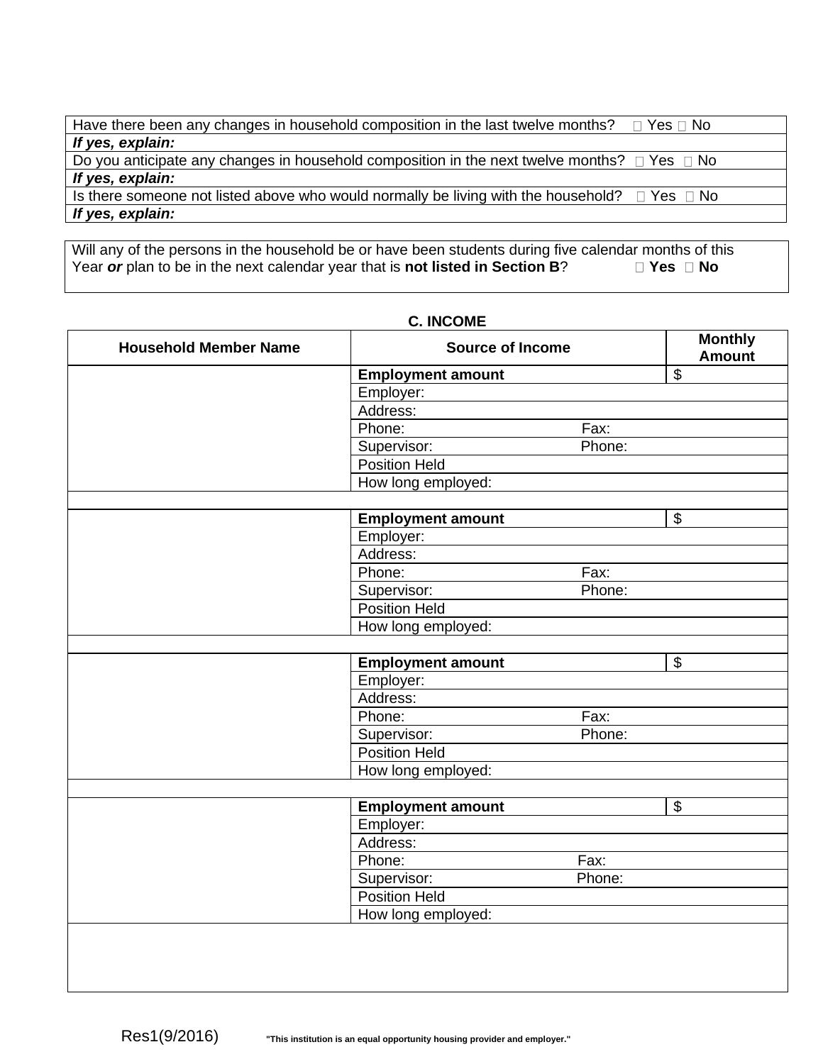| Have there been any changes in household composition in the last twelve months?  ☐ Yes ☐ No |
|---|
| ***If yes, explain:*** |
| Do you anticipate any changes in household composition in the next twelve months?  ☐ Yes  ☐ No |
| ***If yes, explain:*** |
| Is there someone not listed above who would normally be living with the household?  ☐ Yes  ☐ No |
| ***If yes, explain:*** |

| Will any of the persons in the household be or have been students during five calendar months of this Year ***or*** plan to be in the next calendar year that is **not listed in Section B**?  ☐ **Yes**  ☐ **No** |
|---|

## C. INCOME

| Household Member Name | Source of Income | | Monthly Amount |
|---|---|---|---|
| | **Employment amount** | | $ |
| | Employer: | | |
| | Address: | | |
| | Phone: | Fax: | |
| | Supervisor: | Phone: | |
| | Position Held | | |
| | How long employed: | | |
| | | | |
| | **Employment amount** | | $ |
| | Employer: | | |
| | Address: | | |
| | Phone: | Fax: | |
| | Supervisor: | Phone: | |
| | Position Held | | |
| | How long employed: | | |
| | | | |
| | **Employment amount** | | $ |
| | Employer: | | |
| | Address: | | |
| | Phone: | Fax: | |
| | Supervisor: | Phone: | |
| | Position Held | | |
| | How long employed: | | |
| | | | |
| | **Employment amount** | | $ |
| | Employer: | | |
| | Address: | | |
| | Phone: | Fax: | |
| | Supervisor: | Phone: | |
| | Position Held | | |
| | How long employed: | | |
| | | | |

Res1(9/2016) **"This institution is an equal opportunity housing provider and employer."**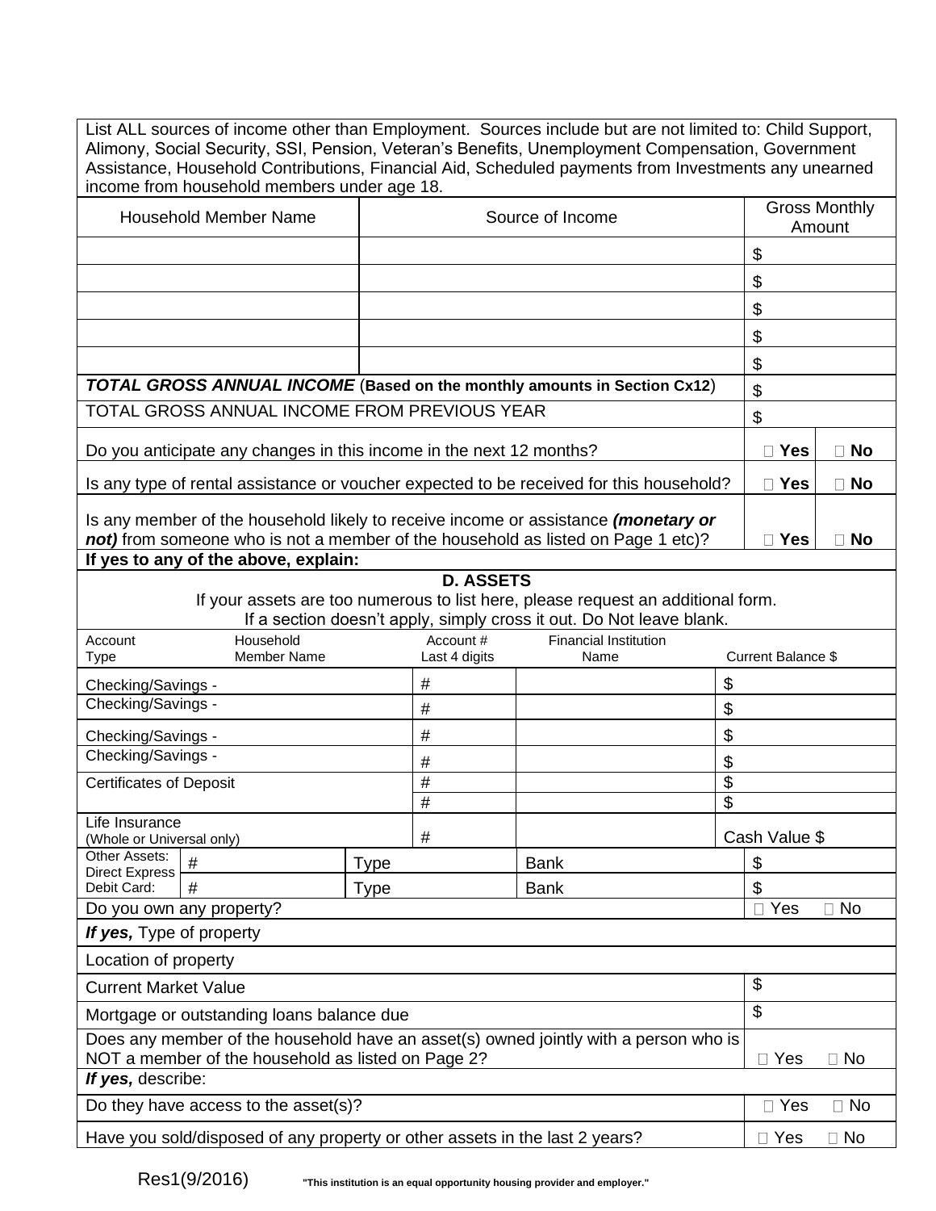List ALL sources of income other than Employment. Sources include but are not limited to: Child Support, Alimony, Social Security, SSI, Pension, Veteran's Benefits, Unemployment Compensation, Government Assistance, Household Contributions, Financial Aid, Scheduled payments from Investments any unearned income from household members under age 18.

| Household Member Name | Source of Income | Gross Monthly Amount | |
|---|---|---|---|
| | | $ | |
| | | $ | |
| | | $ | |
| | | $ | |
| | | $ | |
| ***TOTAL GROSS ANNUAL INCOME*** (**Based on the monthly amounts in Section Cx12**) | | $ | |
| TOTAL GROSS ANNUAL INCOME FROM PREVIOUS YEAR | | $ | |
| Do you anticipate any changes in this income in the next 12 months? | | ☐ **Yes** | ☐ **No** |
| Is any type of rental assistance or voucher expected to be received for this household? | | ☐ **Yes** | ☐ **No** |
| Is any member of the household likely to receive income or assistance ***(monetary or not)*** from someone who is not a member of the household as listed on Page 1 etc)? | | ☐ **Yes** | ☐ **No** |
| **If yes to any of the above, explain:** | | | |

## D. ASSETS

If your assets are too numerous to list here, please request an additional form.
If a section doesn't apply, simply cross it out. Do Not leave blank.

| Account Type | Household Member Name | Account # Last 4 digits | Financial Institution Name | Current Balance $ |
|---|---|---|---|---|
| Checking/Savings - | | # | | $ |
| Checking/Savings - | | # | | $ |
| Checking/Savings - | | # | | $ |
| Checking/Savings - | | # | | $ |
| Certificates of Deposit | | # | | $ |
| | | # | | $ |
| Life Insurance (Whole or Universal only) | | # | | Cash Value $ |
| Other Assets: Direct Express Debit Card: | # | Type | Bank | $ |
| | # | Type | Bank | $ |

| | | |
|---|---|---|
| Do you own any property? | ☐ Yes | ☐ No |
| ***If yes,*** Type of property | | |
| Location of property | | |
| Current Market Value | $ | |
| Mortgage or outstanding loans balance due | $ | |
| Does any member of the household have an asset(s) owned jointly with a person who is NOT a member of the household as listed on Page 2? | ☐ Yes | ☐ No |
| ***If yes,*** describe: | | |
| Do they have access to the asset(s)? | ☐ Yes | ☐ No |
| Have you sold/disposed of any property or other assets in the last 2 years? | ☐ Yes | ☐ No |

Res1(9/2016) **"This institution is an equal opportunity housing provider and employer."**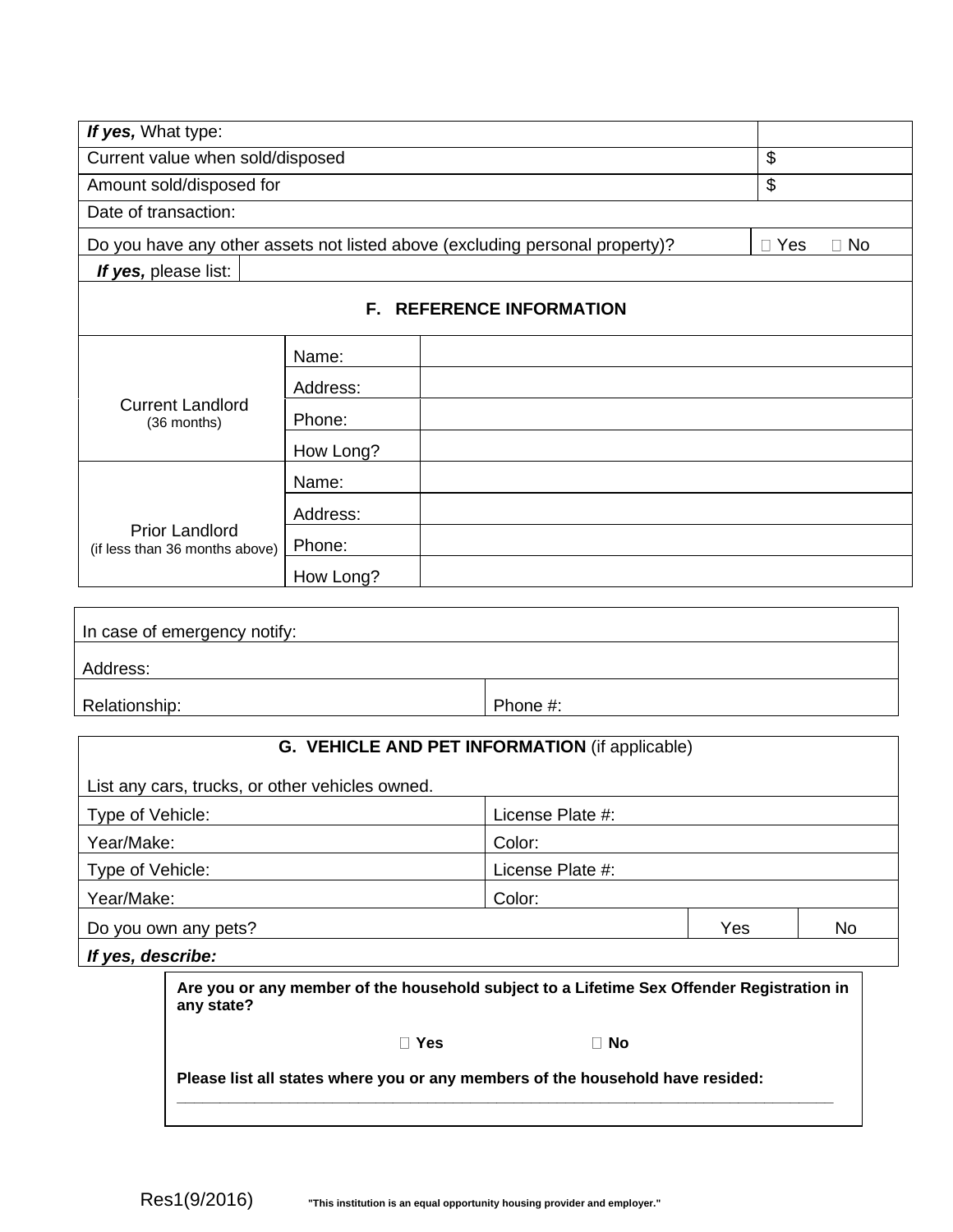| ***If yes,*** What type: | |
|---|---|
| Current value when sold/disposed | $ |
| Amount sold/disposed for | $ |
| Date of transaction: | |
| Do you have any other assets not listed above (excluding personal property)? | ☐ Yes ☐ No |
| ***If yes,*** please list: | |

## F. REFERENCE INFORMATION

| | | |
|---|---|---|
| Current Landlord (36 months) | Name: | |
| | Address: | |
| | Phone: | |
| | How Long? | |
| Prior Landlord (if less than 36 months above) | Name: | |
| | Address: | |
| | Phone: | |
| | How Long? | |

| | |
|---|---|
| In case of emergency notify: | |
| Address: | |
| Relationship: | Phone #: |

## G. VEHICLE AND PET INFORMATION (if applicable)

List any cars, trucks, or other vehicles owned.

| | | | |
|---|---|---|---|
| Type of Vehicle: | License Plate #: | | |
| Year/Make: | Color: | | |
| Type of Vehicle: | License Plate #: | | |
| Year/Make: | Color: | | |
| Do you own any pets? | | Yes | No |
| ***If yes, describe:*** | | | |

**Are you or any member of the household subject to a Lifetime Sex Offender Registration in any state?**

**☐ Yes** **☐ No**

**Please list all states where you or any members of the household have resided:**
\_\_\_\_\_\_\_\_\_\_\_\_\_\_\_\_\_\_\_\_\_\_\_\_\_\_\_\_\_\_\_\_\_\_\_\_\_\_\_\_\_\_\_\_\_\_\_\_\_\_\_\_\_\_\_\_\_\_\_\_\_\_\_\_\_\_\_\_\_\_\_\_

Res1(9/2016) **"This institution is an equal opportunity housing provider and employer."**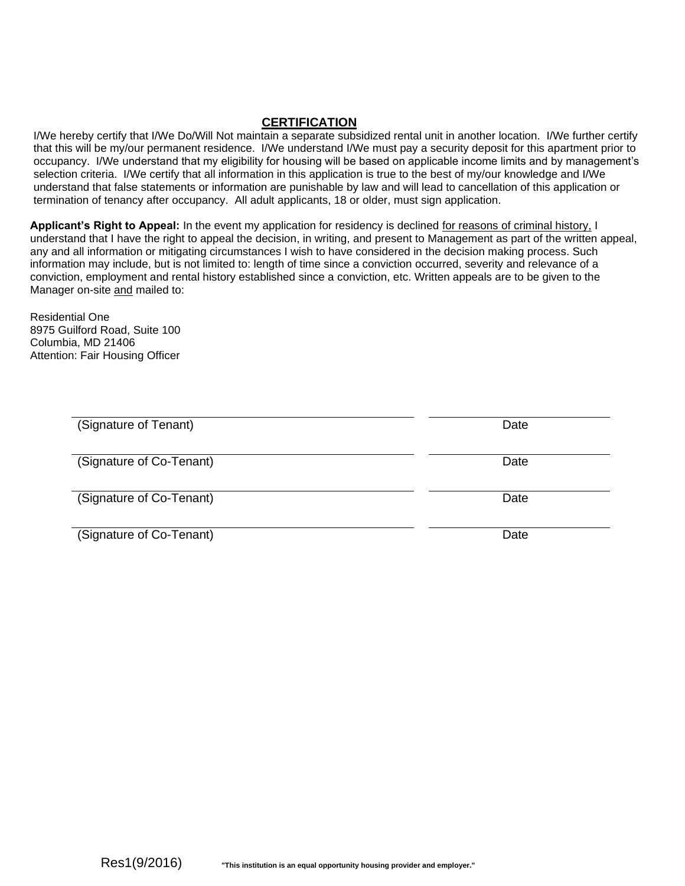## CERTIFICATION

I/We hereby certify that I/We Do/Will Not maintain a separate subsidized rental unit in another location. I/We further certify that this will be my/our permanent residence. I/We understand I/We must pay a security deposit for this apartment prior to occupancy. I/We understand that my eligibility for housing will be based on applicable income limits and by management's selection criteria. I/We certify that all information in this application is true to the best of my/our knowledge and I/We understand that false statements or information are punishable by law and will lead to cancellation of this application or termination of tenancy after occupancy. All adult applicants, 18 or older, must sign application.

**Applicant's Right to Appeal:** In the event my application for residency is declined <u>for reasons of criminal history,</u> I understand that I have the right to appeal the decision, in writing, and present to Management as part of the written appeal, any and all information or mitigating circumstances I wish to have considered in the decision making process. Such information may include, but is not limited to: length of time since a conviction occurred, severity and relevance of a conviction, employment and rental history established since a conviction, etc. Written appeals are to be given to the Manager on-site <u>and</u> mailed to:

Residential One
8975 Guilford Road, Suite 100
Columbia, MD 21406
Attention: Fair Housing Officer

| | |
|---|---|
| (Signature of Tenant) | Date |
| (Signature of Co-Tenant) | Date |
| (Signature of Co-Tenant) | Date |
| (Signature of Co-Tenant) | Date |

Res1(9/2016) **"This institution is an equal opportunity housing provider and employer."**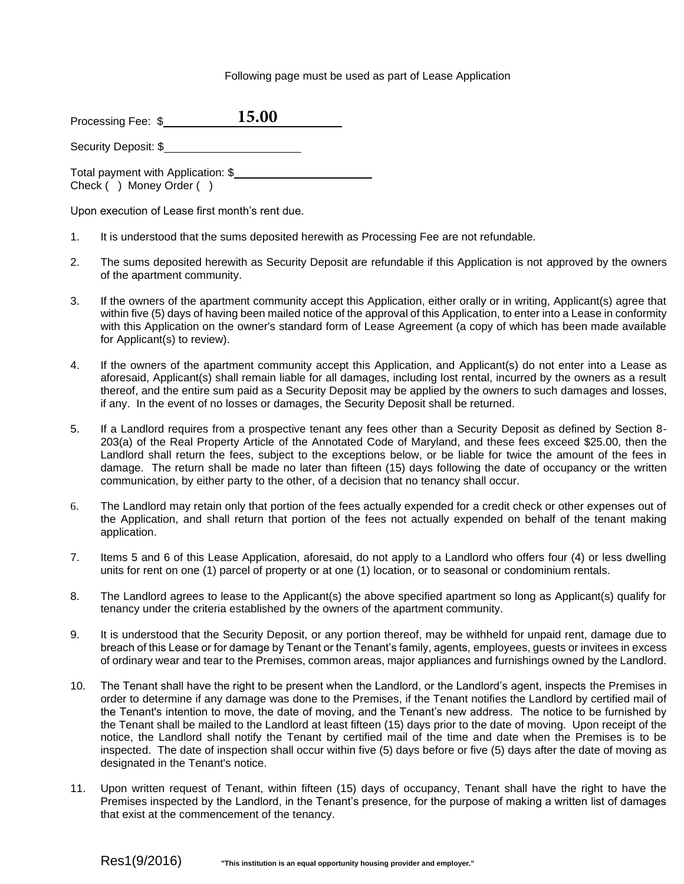Following page must be used as part of Lease Application

Processing Fee: $ **15.00**

Security Deposit: $______________________

Total payment with Application: $______________________
Check ( ) Money Order ( )

Upon execution of Lease first month's rent due.

1. It is understood that the sums deposited herewith as Processing Fee are not refundable.

2. The sums deposited herewith as Security Deposit are refundable if this Application is not approved by the owners of the apartment community.

3. If the owners of the apartment community accept this Application, either orally or in writing, Applicant(s) agree that within five (5) days of having been mailed notice of the approval of this Application, to enter into a Lease in conformity with this Application on the owner's standard form of Lease Agreement (a copy of which has been made available for Applicant(s) to review).

4. If the owners of the apartment community accept this Application, and Applicant(s) do not enter into a Lease as aforesaid, Applicant(s) shall remain liable for all damages, including lost rental, incurred by the owners as a result thereof, and the entire sum paid as a Security Deposit may be applied by the owners to such damages and losses, if any. In the event of no losses or damages, the Security Deposit shall be returned.

5. If a Landlord requires from a prospective tenant any fees other than a Security Deposit as defined by Section 8-203(a) of the Real Property Article of the Annotated Code of Maryland, and these fees exceed $25.00, then the Landlord shall return the fees, subject to the exceptions below, or be liable for twice the amount of the fees in damage. The return shall be made no later than fifteen (15) days following the date of occupancy or the written communication, by either party to the other, of a decision that no tenancy shall occur.

6. The Landlord may retain only that portion of the fees actually expended for a credit check or other expenses out of the Application, and shall return that portion of the fees not actually expended on behalf of the tenant making application.

7. Items 5 and 6 of this Lease Application, aforesaid, do not apply to a Landlord who offers four (4) or less dwelling units for rent on one (1) parcel of property or at one (1) location, or to seasonal or condominium rentals.

8. The Landlord agrees to lease to the Applicant(s) the above specified apartment so long as Applicant(s) qualify for tenancy under the criteria established by the owners of the apartment community.

9. It is understood that the Security Deposit, or any portion thereof, may be withheld for unpaid rent, damage due to breach of this Lease or for damage by Tenant or the Tenant's family, agents, employees, guests or invitees in excess of ordinary wear and tear to the Premises, common areas, major appliances and furnishings owned by the Landlord.

10. The Tenant shall have the right to be present when the Landlord, or the Landlord's agent, inspects the Premises in order to determine if any damage was done to the Premises, if the Tenant notifies the Landlord by certified mail of the Tenant's intention to move, the date of moving, and the Tenant's new address. The notice to be furnished by the Tenant shall be mailed to the Landlord at least fifteen (15) days prior to the date of moving. Upon receipt of the notice, the Landlord shall notify the Tenant by certified mail of the time and date when the Premises is to be inspected. The date of inspection shall occur within five (5) days before or five (5) days after the date of moving as designated in the Tenant's notice.

11. Upon written request of Tenant, within fifteen (15) days of occupancy, Tenant shall have the right to have the Premises inspected by the Landlord, in the Tenant's presence, for the purpose of making a written list of damages that exist at the commencement of the tenancy.

Res1(9/2016) **"This institution is an equal opportunity housing provider and employer."**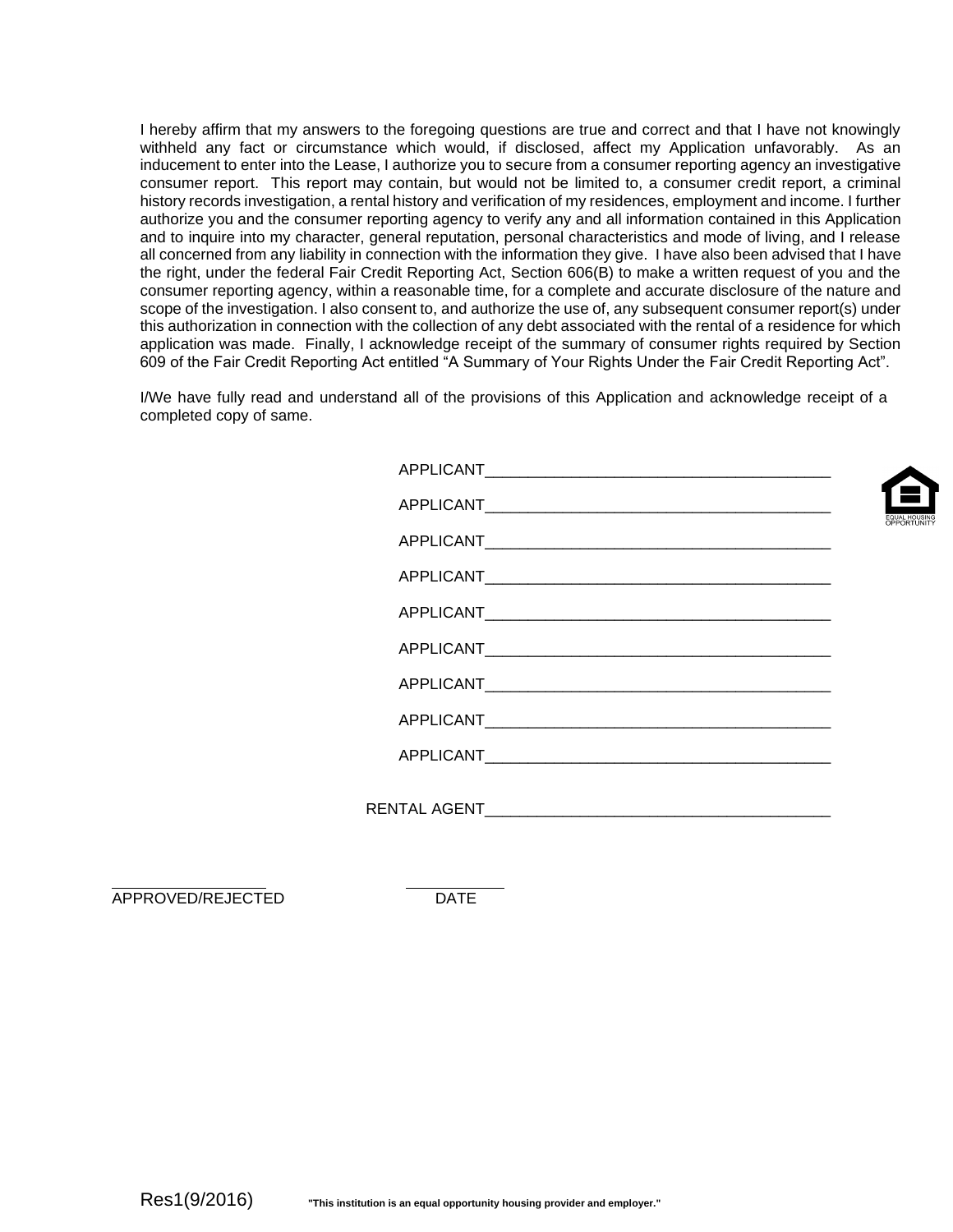I hereby affirm that my answers to the foregoing questions are true and correct and that I have not knowingly withheld any fact or circumstance which would, if disclosed, affect my Application unfavorably. As an inducement to enter into the Lease, I authorize you to secure from a consumer reporting agency an investigative consumer report. This report may contain, but would not be limited to, a consumer credit report, a criminal history records investigation, a rental history and verification of my residences, employment and income. I further authorize you and the consumer reporting agency to verify any and all information contained in this Application and to inquire into my character, general reputation, personal characteristics and mode of living, and I release all concerned from any liability in connection with the information they give. I have also been advised that I have the right, under the federal Fair Credit Reporting Act, Section 606(B) to make a written request of you and the consumer reporting agency, within a reasonable time, for a complete and accurate disclosure of the nature and scope of the investigation. I also consent to, and authorize the use of, any subsequent consumer report(s) under this authorization in connection with the collection of any debt associated with the rental of a residence for which application was made. Finally, I acknowledge receipt of the summary of consumer rights required by Section 609 of the Fair Credit Reporting Act entitled "A Summary of Your Rights Under the Fair Credit Reporting Act".

I/We have fully read and understand all of the provisions of this Application and acknowledge receipt of a completed copy of same.

APPLICANT________________________________________

APPLICANT________________________________________

APPLICANT________________________________________

APPLICANT________________________________________

APPLICANT________________________________________

APPLICANT________________________________________

APPLICANT________________________________________

APPLICANT________________________________________

APPLICANT________________________________________

RENTAL AGENT________________________________________

EQUAL HOUSING OPPORTUNITY

________________ APPROVED/REJECTED

__________ DATE

Res1(9/2016) **"This institution is an equal opportunity housing provider and employer."**